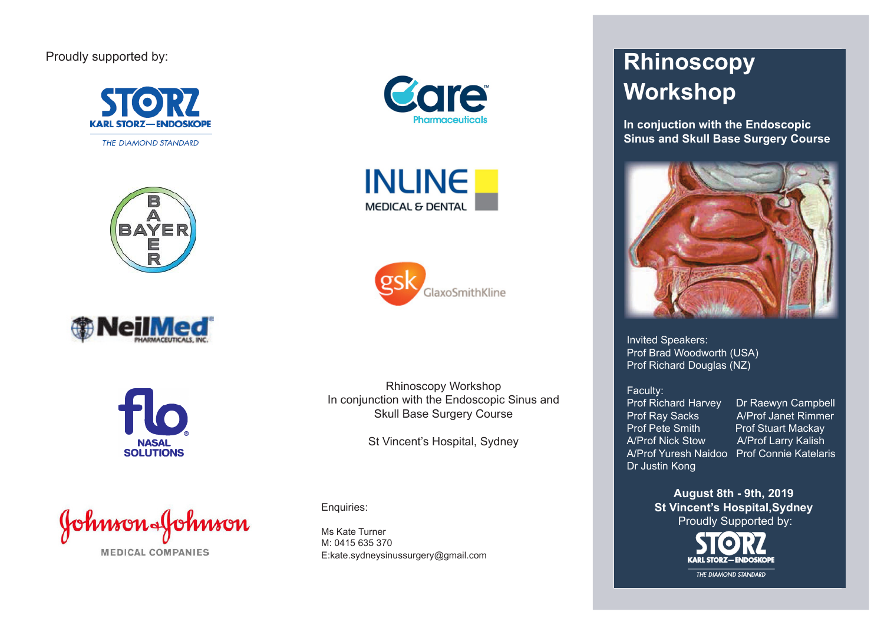Proudly supported by:

STORZ
KARL STORZ—ENDOSKOPE
THE DIAMOND STANDARD

Care Pharmaceuticals

BAYER

INLINE
MEDICAL & DENTAL

gsk GlaxoSmithKline

NeilMed PHARMACEUTICALS, INC.

flo NASAL SOLUTIONS

Johnson & Johnson
MEDICAL COMPANIES

Rhinoscopy Workshop
In conjunction with the Endoscopic Sinus and Skull Base Surgery Course

St Vincent's Hospital, Sydney

Enquiries:

Ms Kate Turner
M: 0415 635 370
E:kate.sydneysinussurgery@gmail.com

# Rhinoscopy Workshop

**In conjuction with the Endoscopic Sinus and Skull Base Surgery Course**

Invited Speakers:
Prof Brad Woodworth (USA)
Prof Richard Douglas (NZ)

Faculty:
Prof Richard Harvey
Prof Ray Sacks
Prof Pete Smith
A/Prof Nick Stow
A/Prof Yuresh Naidoo
Dr Justin Kong
Dr Raewyn Campbell
A/Prof Janet Rimmer
Prof Stuart Mackay
A/Prof Larry Kalish
Prof Connie Katelaris

**August 8th - 9th, 2019**
**St Vincent's Hospital,Sydney**
Proudly Supported by:

STORZ
KARL STORZ—ENDOSKOPE
THE DIAMOND STANDARD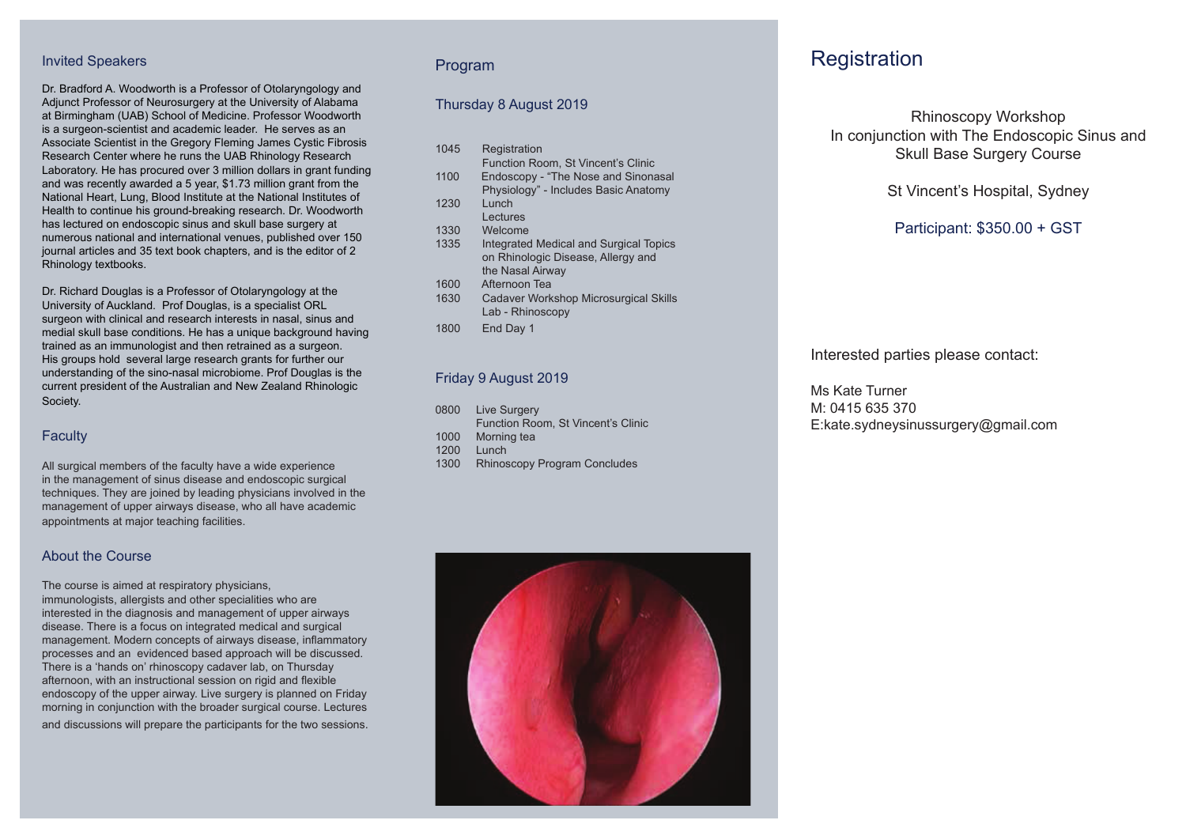## Invited Speakers

Dr. Bradford A. Woodworth is a Professor of Otolaryngology and Adjunct Professor of Neurosurgery at the University of Alabama at Birmingham (UAB) School of Medicine. Professor Woodworth is a surgeon-scientist and academic leader. He serves as an Associate Scientist in the Gregory Fleming James Cystic Fibrosis Research Center where he runs the UAB Rhinology Research Laboratory. He has procured over 3 million dollars in grant funding and was recently awarded a 5 year, $1.73 million grant from the National Heart, Lung, Blood Institute at the National Institutes of Health to continue his ground-breaking research. Dr. Woodworth has lectured on endoscopic sinus and skull base surgery at numerous national and international venues, published over 150 journal articles and 35 text book chapters, and is the editor of 2 Rhinology textbooks.

Dr. Richard Douglas is a Professor of Otolaryngology at the University of Auckland. Prof Douglas, is a specialist ORL surgeon with clinical and research interests in nasal, sinus and medial skull base conditions. He has a unique background having trained as an immunologist and then retrained as a surgeon. His groups hold several large research grants for further our understanding of the sino-nasal microbiome. Prof Douglas is the current president of the Australian and New Zealand Rhinologic Society.

## Faculty

All surgical members of the faculty have a wide experience in the management of sinus disease and endoscopic surgical techniques. They are joined by leading physicians involved in the management of upper airways disease, who all have academic appointments at major teaching facilities.

## About the Course

The course is aimed at respiratory physicians, immunologists, allergists and other specialities who are interested in the diagnosis and management of upper airways disease. There is a focus on integrated medical and surgical management. Modern concepts of airways disease, inflammatory processes and an evidenced based approach will be discussed. There is a 'hands on' rhinoscopy cadaver lab, on Thursday afternoon, with an instructional session on rigid and flexible endoscopy of the upper airway. Live surgery is planned on Friday morning in conjunction with the broader surgical course. Lectures and discussions will prepare the participants for the two sessions.

## Program

### Thursday 8 August 2019

| | |
|---|---|
| 1045 | Registration<br>Function Room, St Vincent's Clinic |
| 1100 | Endoscopy - "The Nose and Sinonasal Physiology" - Includes Basic Anatomy |
| 1230 | Lunch<br>Lectures |
| 1330 | Welcome |
| 1335 | Integrated Medical and Surgical Topics on Rhinologic Disease, Allergy and the Nasal Airway |
| 1600 | Afternoon Tea |
| 1630 | Cadaver Workshop Microsurgical Skills Lab - Rhinoscopy |
| 1800 | End Day 1 |

### Friday 9 August 2019

| | |
|---|---|
| 0800 | Live Surgery<br>Function Room, St Vincent's Clinic |
| 1000 | Morning tea |
| 1200 | Lunch |
| 1300 | Rhinoscopy Program Concludes |

# Registration

Rhinoscopy Workshop
In conjunction with The Endoscopic Sinus and Skull Base Surgery Course

St Vincent's Hospital, Sydney

Participant: $350.00 + GST

Interested parties please contact:

Ms Kate Turner
M: 0415 635 370
E:kate.sydneysinussurgery@gmail.com